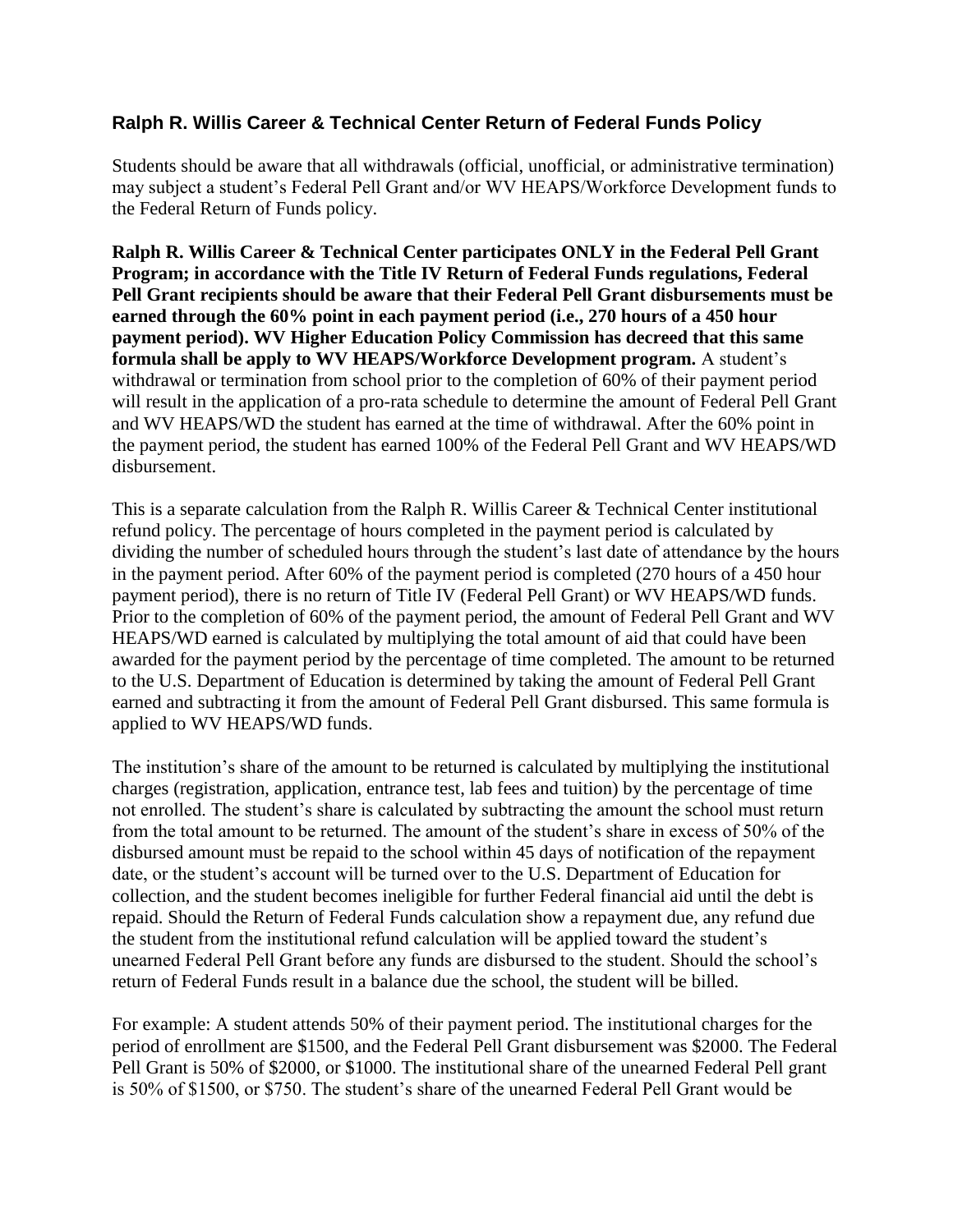### Ralph R. Willis Career & Technical Center Return of Federal Funds Policy

Students should be aware that all withdrawals (official, unofficial, or administrative termination) may subject a student's Federal Pell Grant and/or WV HEAPS/Workforce Development funds to the Federal Return of Funds policy.

**Ralph R. Willis Career & Technical Center participates ONLY in the Federal Pell Grant Program; in accordance with the Title IV Return of Federal Funds regulations, Federal Pell Grant recipients should be aware that their Federal Pell Grant disbursements must be earned through the 60% point in each payment period (i.e., 270 hours of a 450 hour payment period). WV Higher Education Policy Commission has decreed that this same formula shall be apply to WV HEAPS/Workforce Development program.** A student's withdrawal or termination from school prior to the completion of 60% of their payment period will result in the application of a pro-rata schedule to determine the amount of Federal Pell Grant and WV HEAPS/WD the student has earned at the time of withdrawal. After the 60% point in the payment period, the student has earned 100% of the Federal Pell Grant and WV HEAPS/WD disbursement.

This is a separate calculation from the Ralph R. Willis Career & Technical Center institutional refund policy. The percentage of hours completed in the payment period is calculated by dividing the number of scheduled hours through the student's last date of attendance by the hours in the payment period. After 60% of the payment period is completed (270 hours of a 450 hour payment period), there is no return of Title IV (Federal Pell Grant) or WV HEAPS/WD funds. Prior to the completion of 60% of the payment period, the amount of Federal Pell Grant and WV HEAPS/WD earned is calculated by multiplying the total amount of aid that could have been awarded for the payment period by the percentage of time completed. The amount to be returned to the U.S. Department of Education is determined by taking the amount of Federal Pell Grant earned and subtracting it from the amount of Federal Pell Grant disbursed. This same formula is applied to WV HEAPS/WD funds.

The institution's share of the amount to be returned is calculated by multiplying the institutional charges (registration, application, entrance test, lab fees and tuition) by the percentage of time not enrolled. The student's share is calculated by subtracting the amount the school must return from the total amount to be returned. The amount of the student's share in excess of 50% of the disbursed amount must be repaid to the school within 45 days of notification of the repayment date, or the student's account will be turned over to the U.S. Department of Education for collection, and the student becomes ineligible for further Federal financial aid until the debt is repaid. Should the Return of Federal Funds calculation show a repayment due, any refund due the student from the institutional refund calculation will be applied toward the student's unearned Federal Pell Grant before any funds are disbursed to the student. Should the school's return of Federal Funds result in a balance due the school, the student will be billed.

For example: A student attends 50% of their payment period. The institutional charges for the period of enrollment are $1500, and the Federal Pell Grant disbursement was $2000. The Federal Pell Grant is 50% of $2000, or $1000. The institutional share of the unearned Federal Pell grant is 50% of $1500, or $750. The student's share of the unearned Federal Pell Grant would be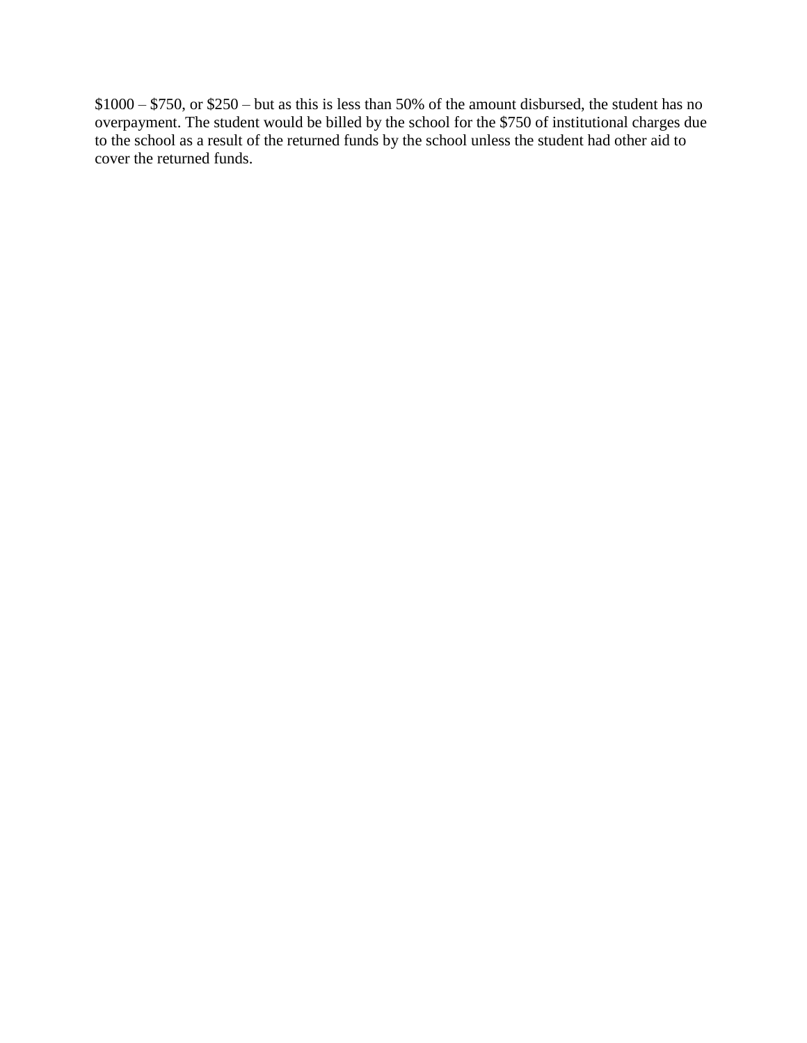$1000 – $750, or $250 – but as this is less than 50% of the amount disbursed, the student has no overpayment. The student would be billed by the school for the $750 of institutional charges due to the school as a result of the returned funds by the school unless the student had other aid to cover the returned funds.